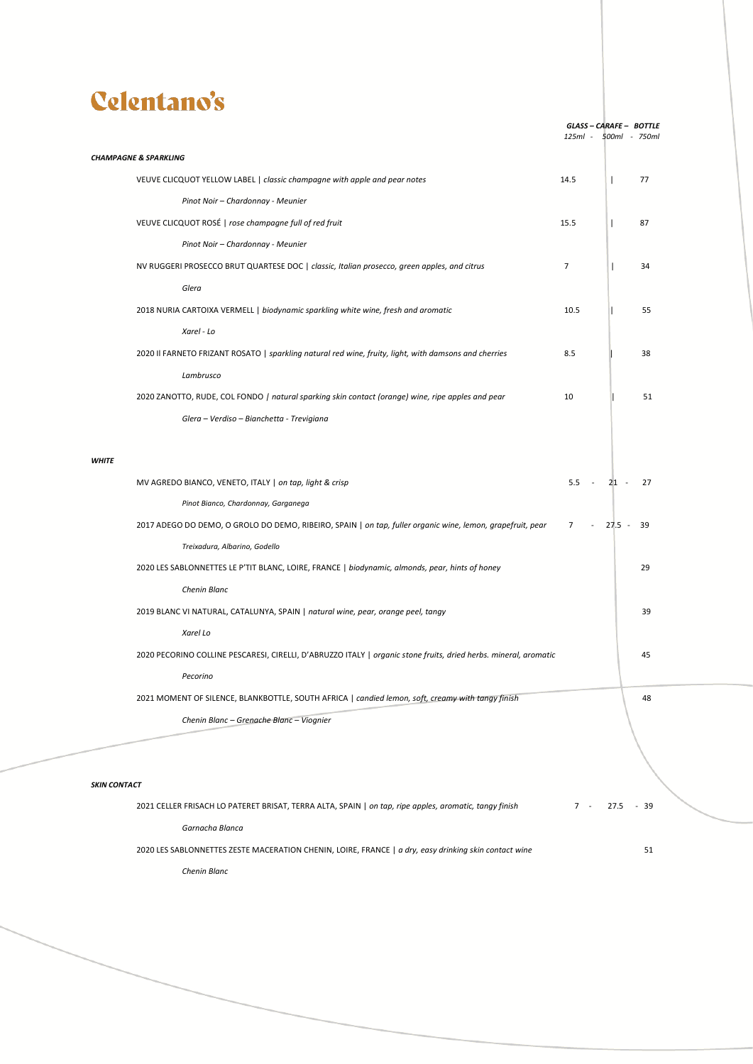# Celentano's

| | GLASS – CARAFE – BOTTLE<br>125ml - 500ml - 750ml | | |
|---|---|---|---|
| ***CHAMPAGNE & SPARKLING*** | | | |
| VEUVE CLICQUOT YELLOW LABEL \| *classic champagne with apple and pear notes*<br>*Pinot Noir – Chardonnay - Meunier* | 14.5 | | 77 |
| VEUVE CLICQUOT ROSÉ \| *rose champagne full of red fruit*<br>*Pinot Noir – Chardonnay - Meunier* | 15.5 | | 87 |
| NV RUGGERI PROSECCO BRUT QUARTESE DOC \| *classic, Italian prosecco, green apples, and citrus*<br>*Glera* | 7 | | 34 |
| 2018 NURIA CARTOIXA VERMELL \| *biodynamic sparkling white wine, fresh and aromatic*<br>*Xarel - Lo* | 10.5 | | 55 |
| 2020 Il FARNETO FRIZANT ROSATO \| *sparkling natural red wine, fruity, light, with damsons and cherries*<br>*Lambrusco* | 8.5 | | 38 |
| 2020 ZANOTTO, RUDE, COL FONDO / *natural sparking skin contact (orange) wine, ripe apples and pear*<br>*Glera – Verdiso – Bianchetta - Trevigiana* | 10 | | 51 |
| ***WHITE*** | | | |
| MV AGREDO BIANCO, VENETO, ITALY \| *on tap, light & crisp*<br>*Pinot Bianco, Chardonnay, Garganega* | 5.5 | 21 | 27 |
| 2017 ADEGO DO DEMO, O GROLO DO DEMO, RIBEIRO, SPAIN \| *on tap, fuller organic wine, lemon, grapefruit, pear*<br>*Treixadura, Albarino, Godello* | 7 | 27.5 | 39 |
| 2020 LES SABLONNETTES LE P'TIT BLANC, LOIRE, FRANCE \| *biodynamic, almonds, pear, hints of honey*<br>*Chenin Blanc* | | | 29 |
| 2019 BLANC VI NATURAL, CATALUNYA, SPAIN \| *natural wine, pear, orange peel, tangy*<br>*Xarel Lo* | | | 39 |
| 2020 PECORINO COLLINE PESCARESI, CIRELLI, D'ABRUZZO ITALY \| *organic stone fruits, dried herbs. mineral, aromatic*<br>*Pecorino* | | | 45 |
| 2021 MOMENT OF SILENCE, BLANKBOTTLE, SOUTH AFRICA \| *candied lemon, soft, creamy with tangy finish*<br>*Chenin Blanc – Grenache Blanc – Viognier* | | | 48 |
| ***SKIN CONTACT*** | | | |
| 2021 CELLER FRISACH LO PATERET BRISAT, TERRA ALTA, SPAIN \| *on tap, ripe apples, aromatic, tangy finish*<br>*Garnacha Blanca* | 7 | 27.5 | 39 |
| 2020 LES SABLONNETTES ZESTE MACERATION CHENIN, LOIRE, FRANCE \| *a dry, easy drinking skin contact wine*<br>*Chenin Blanc* | | | 51 |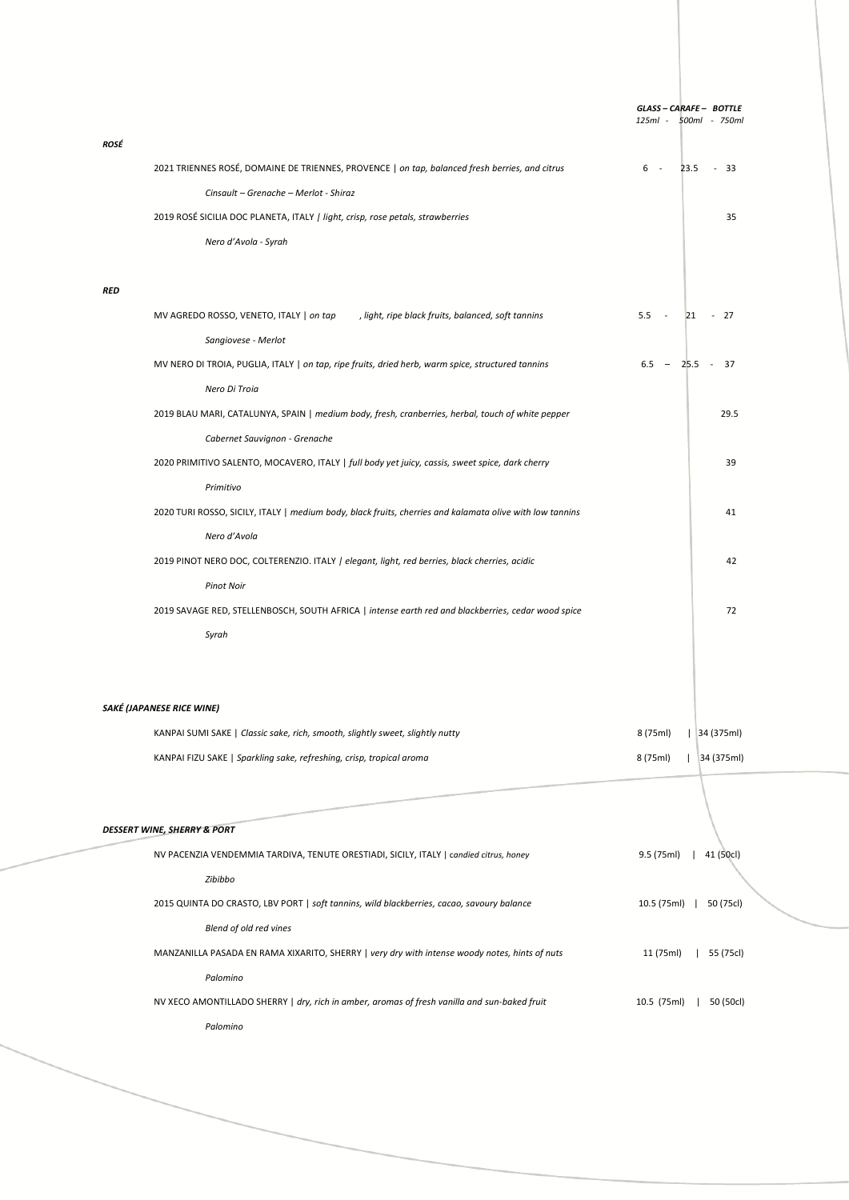***GLASS – CARAFE – BOTTLE***
*125ml - 500ml - 750ml*

***ROSÉ***

| Wine | Glass | Carafe | Bottle |
|---|---|---|---|
| 2021 TRIENNES ROSÉ, DOMAINE DE TRIENNES, PROVENCE \| *on tap, balanced fresh berries, and citrus*<br>*Cinsault – Grenache – Merlot - Shiraz* | 6 | 23.5 | 33 |
| 2019 ROSÉ SICILIA DOC PLANETA, ITALY \| *light, crisp, rose petals, strawberries*<br>*Nero d'Avola - Syrah* | | | 35 |

***RED***

| Wine | Glass | Carafe | Bottle |
|---|---|---|---|
| MV AGREDO ROSSO, VENETO, ITALY \| *on tap , light, ripe black fruits, balanced, soft tannins*<br>*Sangiovese - Merlot* | 5.5 | 21 | 27 |
| MV NERO DI TROIA, PUGLIA, ITALY \| *on tap, ripe fruits, dried herb, warm spice, structured tannins*<br>*Nero Di Troia* | 6.5 | 25.5 | 37 |
| 2019 BLAU MARI, CATALUNYA, SPAIN \| *medium body, fresh, cranberries, herbal, touch of white pepper*<br>*Cabernet Sauvignon - Grenache* | | | 29.5 |
| 2020 PRIMITIVO SALENTO, MOCAVERO, ITALY \| *full body yet juicy, cassis, sweet spice, dark cherry*<br>*Primitivo* | | | 39 |
| 2020 TURI ROSSO, SICILY, ITALY \| *medium body, black fruits, cherries and kalamata olive with low tannins*<br>*Nero d'Avola* | | | 41 |
| 2019 PINOT NERO DOC, COLTERENZIO. ITALY \| *elegant, light, red berries, black cherries, acidic*<br>*Pinot Noir* | | | 42 |
| 2019 SAVAGE RED, STELLENBOSCH, SOUTH AFRICA \| *intense earth red and blackberries, cedar wood spice*<br>*Syrah* | | | 72 |

***SAKÉ (JAPANESE RICE WINE)***

| Saké | Glass | Bottle |
|---|---|---|
| KANPAI SUMI SAKE \| *Classic sake, rich, smooth, slightly sweet, slightly nutty* | 8 (75ml) | 34 (375ml) |
| KANPAI FIZU SAKE \| *Sparkling sake, refreshing, crisp, tropical aroma* | 8 (75ml) | 34 (375ml) |

***DESSERT WINE, SHERRY & PORT***

| Wine | Glass | Bottle |
|---|---|---|
| NV PACENZIA VENDEMMIA TARDIVA, TENUTE ORESTIADI, SICILY, ITALY \| *candied citrus, honey*<br>*Zibibbo* | 9.5 (75ml) | 41 (50cl) |
| 2015 QUINTA DO CRASTO, LBV PORT \| *soft tannins, wild blackberries, cacao, savoury balance*<br>*Blend of old red vines* | 10.5 (75ml) | 50 (75cl) |
| MANZANILLA PASADA EN RAMA XIXARITO, SHERRY \| *very dry with intense woody notes, hints of nuts*<br>*Palomino* | 11 (75ml) | 55 (75cl) |
| NV XECO AMONTILLADO SHERRY \| *dry, rich in amber, aromas of fresh vanilla and sun-baked fruit*<br>*Palomino* | 10.5 (75ml) | 50 (50cl) |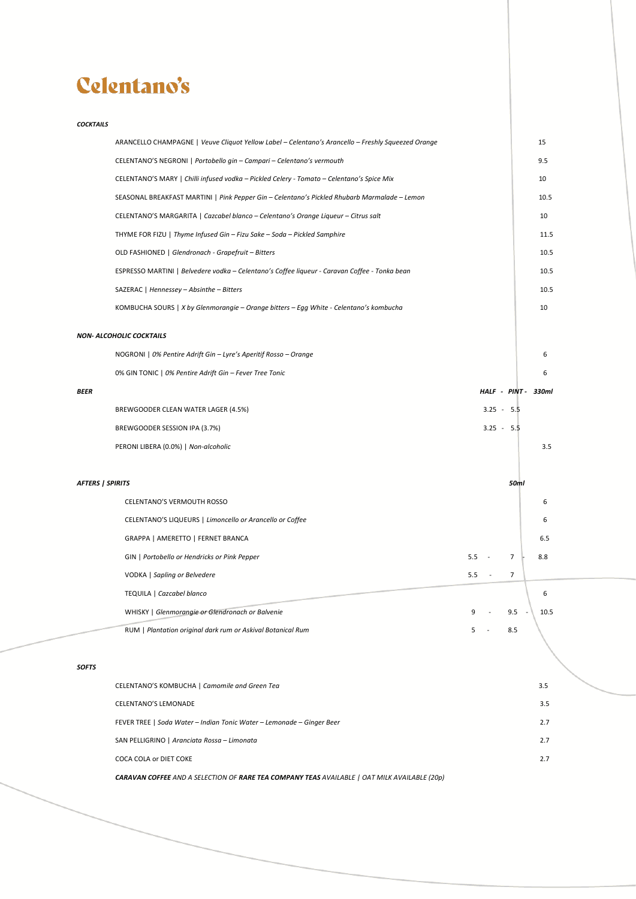# Celentano's

***COCKTAILS***

| | |
|---|---|
| ARANCELLO CHAMPAGNE \| *Veuve Cliquot Yellow Label – Celentano's Arancello – Freshly Squeezed Orange* | 15 |
| CELENTANO'S NEGRONI \| *Portobello gin – Campari – Celentano's vermouth* | 9.5 |
| CELENTANO'S MARY \| *Chilli infused vodka – Pickled Celery - Tomato – Celentano's Spice Mix* | 10 |
| SEASONAL BREAKFAST MARTINI \| *Pink Pepper Gin – Celentano's Pickled Rhubarb Marmalade – Lemon* | 10.5 |
| CELENTANO'S MARGARITA \| *Cazcabel blanco – Celentano's Orange Liqueur – Citrus salt* | 10 |
| THYME FOR FIZU \| *Thyme Infused Gin – Fizu Sake – Soda – Pickled Samphire* | 11.5 |
| OLD FASHIONED \| *Glendronach - Grapefruit – Bitters* | 10.5 |
| ESPRESSO MARTINI \| *Belvedere vodka – Celentano's Coffee liqueur - Caravan Coffee - Tonka bean* | 10.5 |
| SAZERAC \| *Hennessey – Absinthe – Bitters* | 10.5 |
| KOMBUCHA SOURS \| *X by Glenmorangie – Orange bitters – Egg White - Celentano's kombucha* | 10 |

***NON- ALCOHOLIC COCKTAILS***

| | |
|---|---|
| NOGRONI \| *0% Pentire Adrift Gin – Lyre's Aperitif Rosso – Orange* | 6 |
| 0% GIN TONIC \| *0% Pentire Adrift Gin – Fever Tree Tonic* | 6 |

| ***BEER*** | ***HALF*** | ***PINT*** | ***330ml*** |
|---|---|---|---|
| BREWGOODER CLEAN WATER LAGER (4.5%) | 3.25 | 5.5 | |
| BREWGOODER SESSION IPA (3.7%) | 3.25 | 5.5 | |
| PERONI LIBERA (0.0%) \| *Non-alcoholic* | | | 3.5 |

| ***AFTERS \| SPIRITS*** | | ***50ml*** | |
|---|---|---|---|
| CELENTANO'S VERMOUTH ROSSO | | | 6 |
| CELENTANO'S LIQUEURS \| *Limoncello or Arancello or Coffee* | | | 6 |
| GRAPPA \| AMERETTO \| FERNET BRANCA | | | 6.5 |
| GIN \| *Portobello or Hendricks or Pink Pepper* | 5.5 | 7 | 8.8 |
| VODKA \| *Sapling or Belvedere* | 5.5 | 7 | |
| TEQUILA \| *Cazcabel blanco* | | | 6 |
| WHISKY \| *Glenmorangie or Glendronach or Balvenie* | 9 | 9.5 | 10.5 |
| RUM \| *Plantation original dark rum or Askival Botanical Rum* | 5 | 8.5 | |

***SOFTS***

| | |
|---|---|
| CELENTANO'S KOMBUCHA \| *Camomile and Green Tea* | 3.5 |
| CELENTANO'S LEMONADE | 3.5 |
| FEVER TREE \| *Soda Water – Indian Tonic Water – Lemonade – Ginger Beer* | 2.7 |
| SAN PELLIGRINO \| *Aranciata Rossa – Limonata* | 2.7 |
| COCA COLA or DIET COKE | 2.7 |

***CARAVAN COFFEE** AND A SELECTION OF **RARE TEA COMPANY TEAS** AVAILABLE | OAT MILK AVAILABLE (20p)*